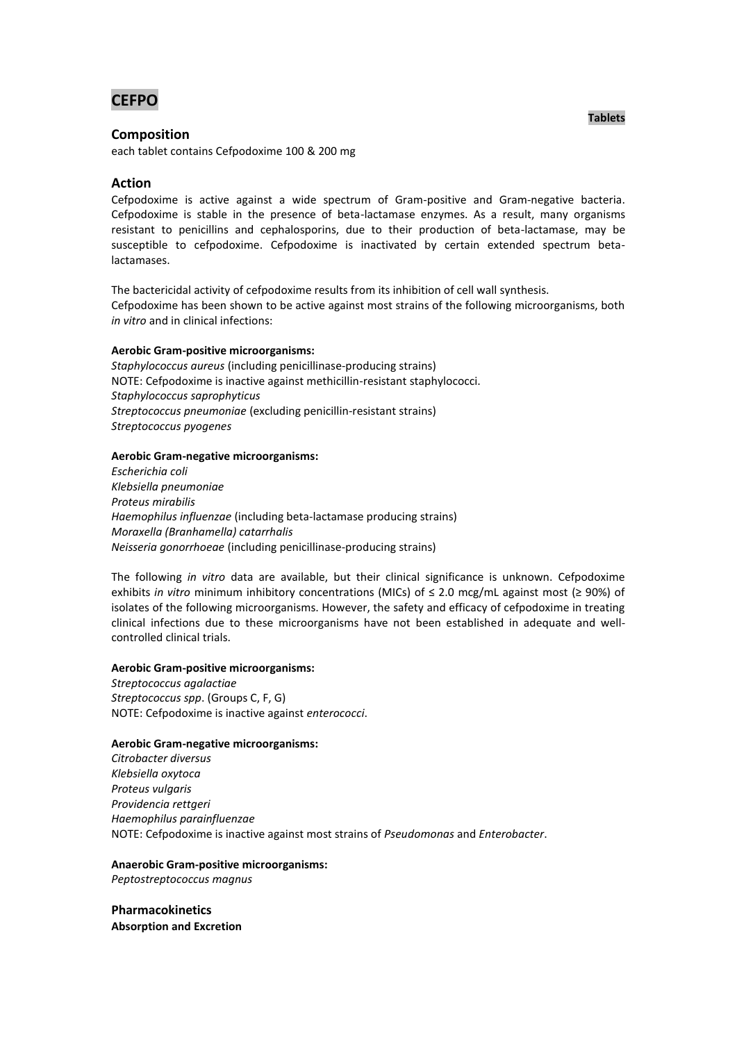# CEFPO

**Tablets**

## Composition

each tablet contains Cefpodoxime 100 & 200 mg

## Action

Cefpodoxime is active against a wide spectrum of Gram-positive and Gram-negative bacteria. Cefpodoxime is stable in the presence of beta-lactamase enzymes. As a result, many organisms resistant to penicillins and cephalosporins, due to their production of beta-lactamase, may be susceptible to cefpodoxime. Cefpodoxime is inactivated by certain extended spectrum beta-lactamases.

The bactericidal activity of cefpodoxime results from its inhibition of cell wall synthesis.
Cefpodoxime has been shown to be active against most strains of the following microorganisms, both *in vitro* and in clinical infections:

**Aerobic Gram-positive microorganisms:**

*Staphylococcus aureus* (including penicillinase-producing strains)
NOTE: Cefpodoxime is inactive against methicillin-resistant staphylococci.
*Staphylococcus saprophyticus*
*Streptococcus pneumoniae* (excluding penicillin-resistant strains)
*Streptococcus pyogenes*

**Aerobic Gram-negative microorganisms:**

*Escherichia coli*
*Klebsiella pneumoniae*
*Proteus mirabilis*
*Haemophilus influenzae* (including beta-lactamase producing strains)
*Moraxella (Branhamella) catarrhalis*
*Neisseria gonorrhoeae* (including penicillinase-producing strains)

The following *in vitro* data are available, but their clinical significance is unknown. Cefpodoxime exhibits *in vitro* minimum inhibitory concentrations (MICs) of ≤ 2.0 mcg/mL against most (≥ 90%) of isolates of the following microorganisms. However, the safety and efficacy of cefpodoxime in treating clinical infections due to these microorganisms have not been established in adequate and well-controlled clinical trials.

**Aerobic Gram-positive microorganisms:**

*Streptococcus agalactiae*
*Streptococcus spp*. (Groups C, F, G)
NOTE: Cefpodoxime is inactive against *enterococci*.

**Aerobic Gram-negative microorganisms:**

*Citrobacter diversus*
*Klebsiella oxytoca*
*Proteus vulgaris*
*Providencia rettgeri*
*Haemophilus parainfluenzae*
NOTE: Cefpodoxime is inactive against most strains of *Pseudomonas* and *Enterobacter*.

**Anaerobic Gram-positive microorganisms:**

*Peptostreptococcus magnus*

## Pharmacokinetics

**Absorption and Excretion**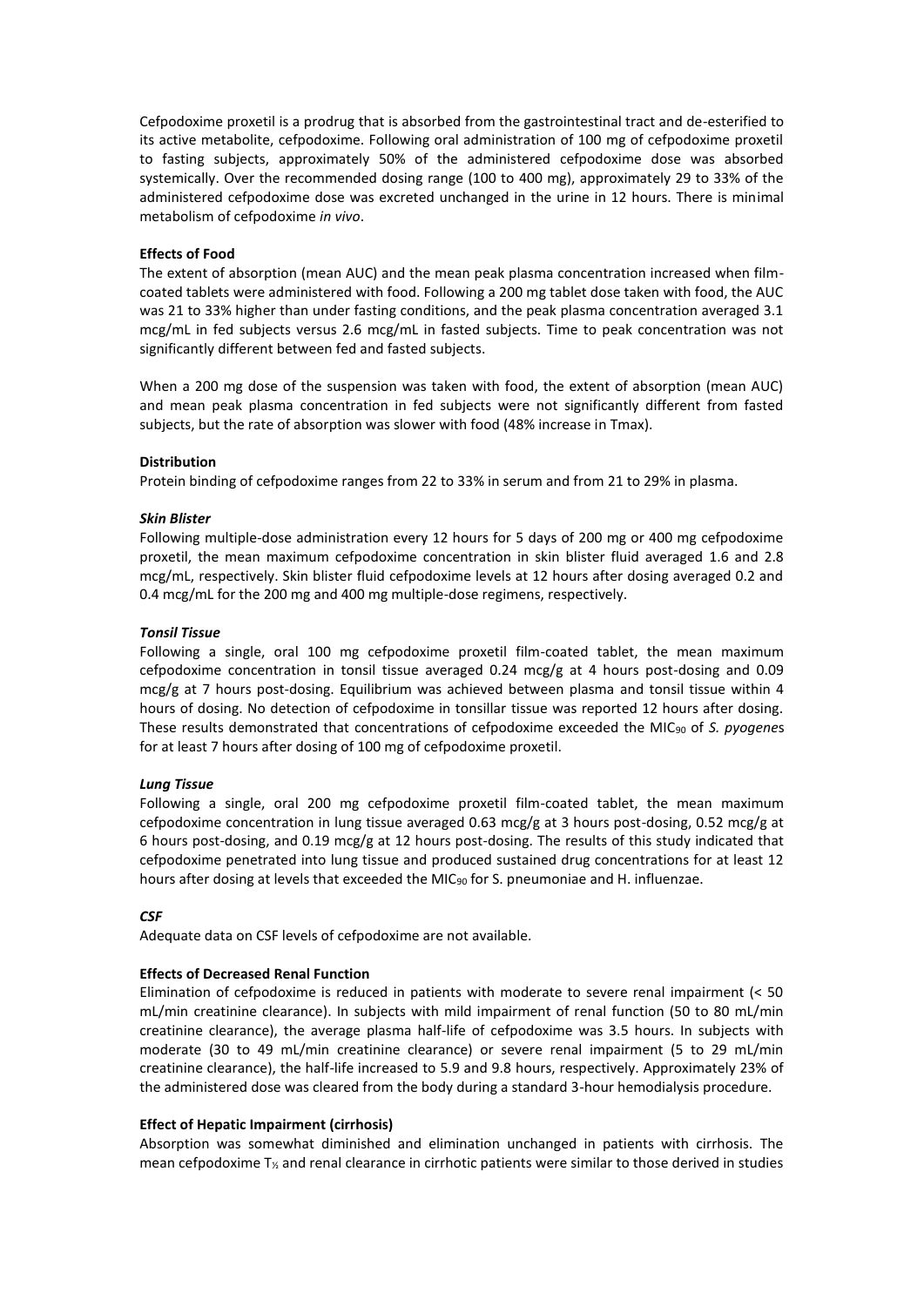Cefpodoxime proxetil is a prodrug that is absorbed from the gastrointestinal tract and de-esterified to its active metabolite, cefpodoxime. Following oral administration of 100 mg of cefpodoxime proxetil to fasting subjects, approximately 50% of the administered cefpodoxime dose was absorbed systemically. Over the recommended dosing range (100 to 400 mg), approximately 29 to 33% of the administered cefpodoxime dose was excreted unchanged in the urine in 12 hours. There is minimal metabolism of cefpodoxime *in vivo*.

**Effects of Food**

The extent of absorption (mean AUC) and the mean peak plasma concentration increased when film-coated tablets were administered with food. Following a 200 mg tablet dose taken with food, the AUC was 21 to 33% higher than under fasting conditions, and the peak plasma concentration averaged 3.1 mcg/mL in fed subjects versus 2.6 mcg/mL in fasted subjects. Time to peak concentration was not significantly different between fed and fasted subjects.

When a 200 mg dose of the suspension was taken with food, the extent of absorption (mean AUC) and mean peak plasma concentration in fed subjects were not significantly different from fasted subjects, but the rate of absorption was slower with food (48% increase in Tmax).

**Distribution**

Protein binding of cefpodoxime ranges from 22 to 33% in serum and from 21 to 29% in plasma.

***Skin Blister***

Following multiple-dose administration every 12 hours for 5 days of 200 mg or 400 mg cefpodoxime proxetil, the mean maximum cefpodoxime concentration in skin blister fluid averaged 1.6 and 2.8 mcg/mL, respectively. Skin blister fluid cefpodoxime levels at 12 hours after dosing averaged 0.2 and 0.4 mcg/mL for the 200 mg and 400 mg multiple-dose regimens, respectively.

***Tonsil Tissue***

Following a single, oral 100 mg cefpodoxime proxetil film-coated tablet, the mean maximum cefpodoxime concentration in tonsil tissue averaged 0.24 mcg/g at 4 hours post-dosing and 0.09 mcg/g at 7 hours post-dosing. Equilibrium was achieved between plasma and tonsil tissue within 4 hours of dosing. No detection of cefpodoxime in tonsillar tissue was reported 12 hours after dosing. These results demonstrated that concentrations of cefpodoxime exceeded the $MIC_{90}$ of *S. pyogenes* for at least 7 hours after dosing of 100 mg of cefpodoxime proxetil.

***Lung Tissue***

Following a single, oral 200 mg cefpodoxime proxetil film-coated tablet, the mean maximum cefpodoxime concentration in lung tissue averaged 0.63 mcg/g at 3 hours post-dosing, 0.52 mcg/g at 6 hours post-dosing, and 0.19 mcg/g at 12 hours post-dosing. The results of this study indicated that cefpodoxime penetrated into lung tissue and produced sustained drug concentrations for at least 12 hours after dosing at levels that exceeded the $MIC_{90}$ for S. pneumoniae and H. influenzae.

***CSF***

Adequate data on CSF levels of cefpodoxime are not available.

**Effects of Decreased Renal Function**

Elimination of cefpodoxime is reduced in patients with moderate to severe renal impairment (< 50 mL/min creatinine clearance). In subjects with mild impairment of renal function (50 to 80 mL/min creatinine clearance), the average plasma half-life of cefpodoxime was 3.5 hours. In subjects with moderate (30 to 49 mL/min creatinine clearance) or severe renal impairment (5 to 29 mL/min creatinine clearance), the half-life increased to 5.9 and 9.8 hours, respectively. Approximately 23% of the administered dose was cleared from the body during a standard 3-hour hemodialysis procedure.

**Effect of Hepatic Impairment (cirrhosis)**

Absorption was somewhat diminished and elimination unchanged in patients with cirrhosis. The mean cefpodoxime $T_{½}$ and renal clearance in cirrhotic patients were similar to those derived in studies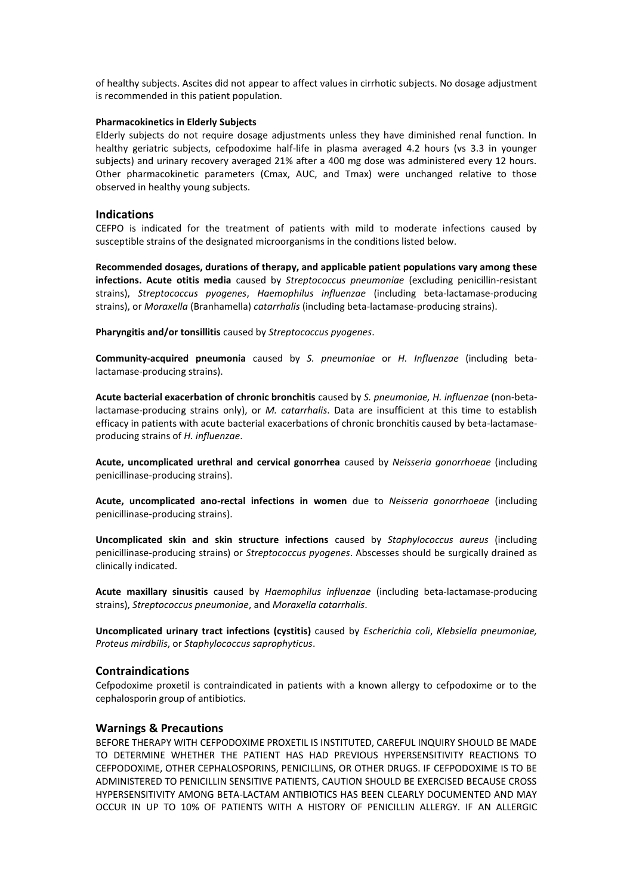of healthy subjects. Ascites did not appear to affect values in cirrhotic subjects. No dosage adjustment is recommended in this patient population.

**Pharmacokinetics in Elderly Subjects**

Elderly subjects do not require dosage adjustments unless they have diminished renal function. In healthy geriatric subjects, cefpodoxime half-life in plasma averaged 4.2 hours (vs 3.3 in younger subjects) and urinary recovery averaged 21% after a 400 mg dose was administered every 12 hours. Other pharmacokinetic parameters (Cmax, AUC, and Tmax) were unchanged relative to those observed in healthy young subjects.

## Indications

CEFPO is indicated for the treatment of patients with mild to moderate infections caused by susceptible strains of the designated microorganisms in the conditions listed below.

**Recommended dosages, durations of therapy, and applicable patient populations vary among these infections. Acute otitis media** caused by *Streptococcus pneumoniae* (excluding penicillin-resistant strains), *Streptococcus pyogenes*, *Haemophilus influenzae* (including beta-lactamase-producing strains), or *Moraxella* (Branhamella) *catarrhalis* (including beta-lactamase-producing strains).

**Pharyngitis and/or tonsillitis** caused by *Streptococcus pyogenes*.

**Community-acquired pneumonia** caused by *S. pneumoniae* or *H. Influenzae* (including beta-lactamase-producing strains).

**Acute bacterial exacerbation of chronic bronchitis** caused by *S. pneumoniae, H. influenzae* (non-beta-lactamase-producing strains only), or *M. catarrhalis*. Data are insufficient at this time to establish efficacy in patients with acute bacterial exacerbations of chronic bronchitis caused by beta-lactamase-producing strains of *H. influenzae*.

**Acute, uncomplicated urethral and cervical gonorrhea** caused by *Neisseria gonorrhoeae* (including penicillinase-producing strains).

**Acute, uncomplicated ano-rectal infections in women** due to *Neisseria gonorrhoeae* (including penicillinase-producing strains).

**Uncomplicated skin and skin structure infections** caused by *Staphylococcus aureus* (including penicillinase-producing strains) or *Streptococcus pyogenes*. Abscesses should be surgically drained as clinically indicated.

**Acute maxillary sinusitis** caused by *Haemophilus influenzae* (including beta-lactamase-producing strains), *Streptococcus pneumoniae*, and *Moraxella catarrhalis*.

**Uncomplicated urinary tract infections (cystitis)** caused by *Escherichia coli*, *Klebsiella pneumoniae, Proteus mirdbilis*, or *Staphylococcus saprophyticus*.

## Contraindications

Cefpodoxime proxetil is contraindicated in patients with a known allergy to cefpodoxime or to the cephalosporin group of antibiotics.

## Warnings & Precautions

BEFORE THERAPY WITH CEFPODOXIME PROXETIL IS INSTITUTED, CAREFUL INQUIRY SHOULD BE MADE TO DETERMINE WHETHER THE PATIENT HAS HAD PREVIOUS HYPERSENSITIVITY REACTIONS TO CEFPODOXIME, OTHER CEPHALOSPORINS, PENICILLINS, OR OTHER DRUGS. IF CEFPODOXIME IS TO BE ADMINISTERED TO PENICILLIN SENSITIVE PATIENTS, CAUTION SHOULD BE EXERCISED BECAUSE CROSS HYPERSENSITIVITY AMONG BETA-LACTAM ANTIBIOTICS HAS BEEN CLEARLY DOCUMENTED AND MAY OCCUR IN UP TO 10% OF PATIENTS WITH A HISTORY OF PENICILLIN ALLERGY. IF AN ALLERGIC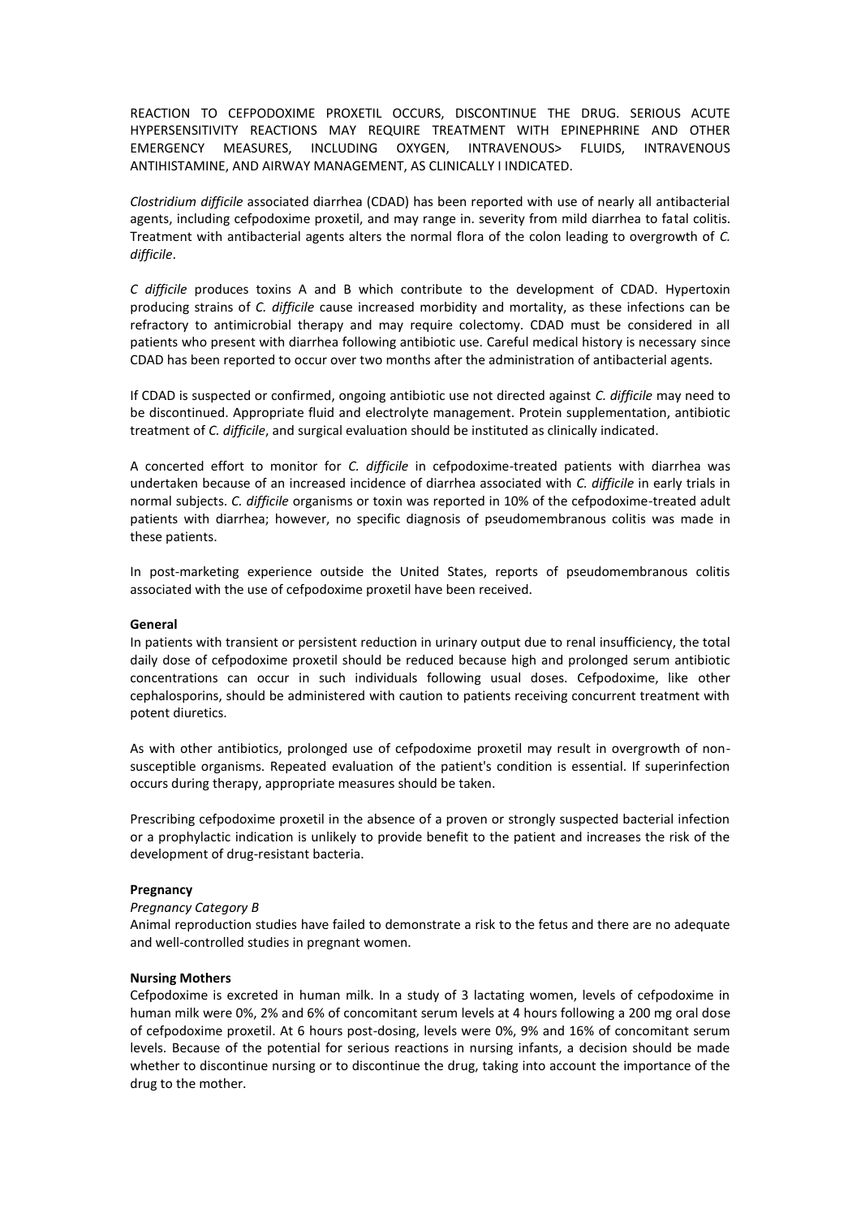REACTION TO CEFPODOXIME PROXETIL OCCURS, DISCONTINUE THE DRUG. SERIOUS ACUTE HYPERSENSITIVITY REACTIONS MAY REQUIRE TREATMENT WITH EPINEPHRINE AND OTHER EMERGENCY MEASURES, INCLUDING OXYGEN, INTRAVENOUS> FLUIDS, INTRAVENOUS ANTIHISTAMINE, AND AIRWAY MANAGEMENT, AS CLINICALLY I INDICATED.

*Clostridium difficile* associated diarrhea (CDAD) has been reported with use of nearly all antibacterial agents, including cefpodoxime proxetil, and may range in. severity from mild diarrhea to fatal colitis. Treatment with antibacterial agents alters the normal flora of the colon leading to overgrowth of *C. difficile*.

*C difficile* produces toxins A and B which contribute to the development of CDAD. Hypertoxin producing strains of *C. difficile* cause increased morbidity and mortality, as these infections can be refractory to antimicrobial therapy and may require colectomy. CDAD must be considered in all patients who present with diarrhea following antibiotic use. Careful medical history is necessary since CDAD has been reported to occur over two months after the administration of antibacterial agents.

If CDAD is suspected or confirmed, ongoing antibiotic use not directed against *C. difficile* may need to be discontinued. Appropriate fluid and electrolyte management. Protein supplementation, antibiotic treatment of *C. difficile*, and surgical evaluation should be instituted as clinically indicated.

A concerted effort to monitor for *C. difficile* in cefpodoxime-treated patients with diarrhea was undertaken because of an increased incidence of diarrhea associated with *C. difficile* in early trials in normal subjects. *C. difficile* organisms or toxin was reported in 10% of the cefpodoxime-treated adult patients with diarrhea; however, no specific diagnosis of pseudomembranous colitis was made in these patients.

In post-marketing experience outside the United States, reports of pseudomembranous colitis associated with the use of cefpodoxime proxetil have been received.

**General**

In patients with transient or persistent reduction in urinary output due to renal insufficiency, the total daily dose of cefpodoxime proxetil should be reduced because high and prolonged serum antibiotic concentrations can occur in such individuals following usual doses. Cefpodoxime, like other cephalosporins, should be administered with caution to patients receiving concurrent treatment with potent diuretics.

As with other antibiotics, prolonged use of cefpodoxime proxetil may result in overgrowth of non-susceptible organisms. Repeated evaluation of the patient's condition is essential. If superinfection occurs during therapy, appropriate measures should be taken.

Prescribing cefpodoxime proxetil in the absence of a proven or strongly suspected bacterial infection or a prophylactic indication is unlikely to provide benefit to the patient and increases the risk of the development of drug-resistant bacteria.

**Pregnancy**

*Pregnancy Category B*

Animal reproduction studies have failed to demonstrate a risk to the fetus and there are no adequate and well-controlled studies in pregnant women.

**Nursing Mothers**

Cefpodoxime is excreted in human milk. In a study of 3 lactating women, levels of cefpodoxime in human milk were 0%, 2% and 6% of concomitant serum levels at 4 hours following a 200 mg oral dose of cefpodoxime proxetil. At 6 hours post-dosing, levels were 0%, 9% and 16% of concomitant serum levels. Because of the potential for serious reactions in nursing infants, a decision should be made whether to discontinue nursing or to discontinue the drug, taking into account the importance of the drug to the mother.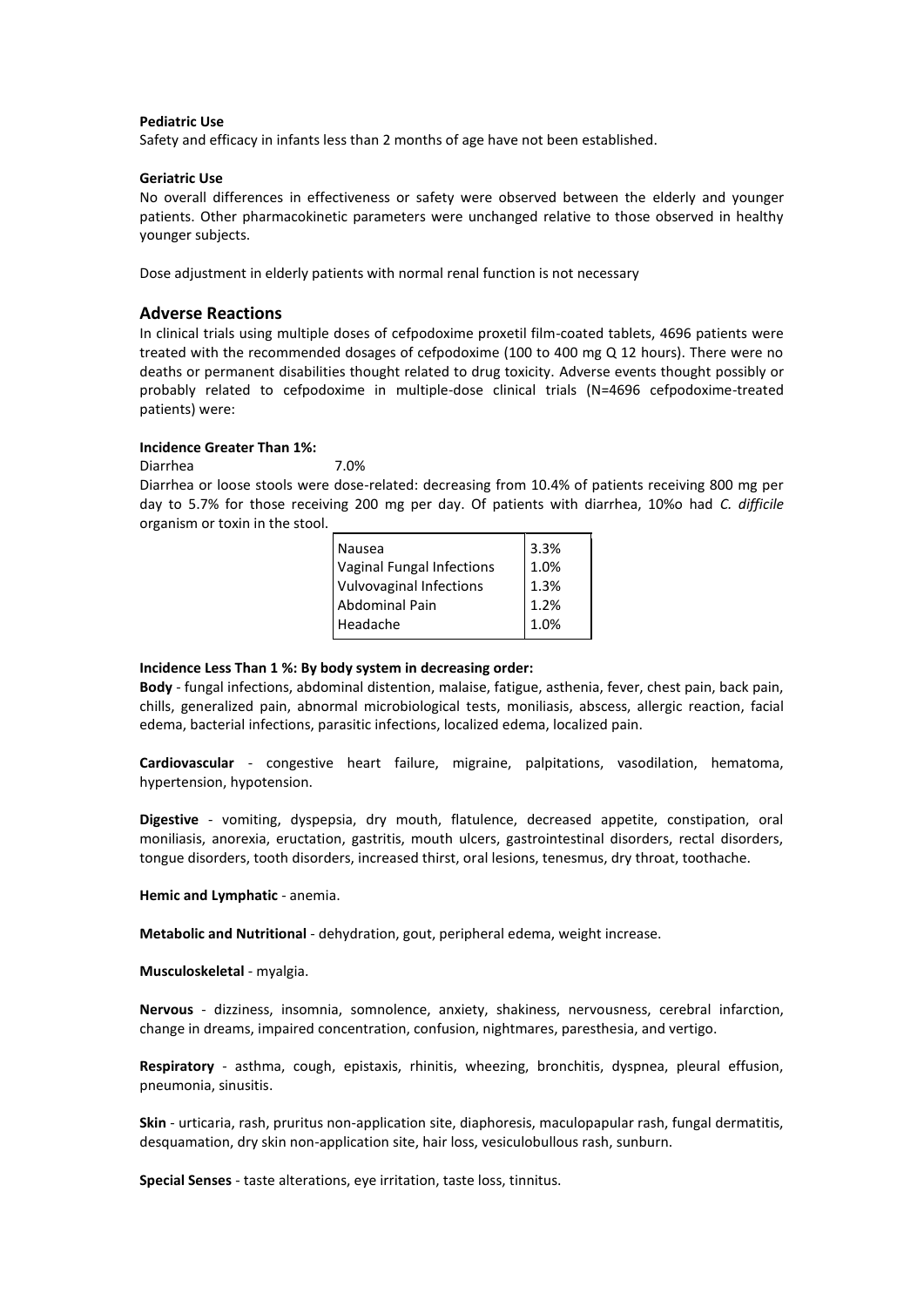**Pediatric Use**

Safety and efficacy in infants less than 2 months of age have not been established.

**Geriatric Use**

No overall differences in effectiveness or safety were observed between the elderly and younger patients. Other pharmacokinetic parameters were unchanged relative to those observed in healthy younger subjects.

Dose adjustment in elderly patients with normal renal function is not necessary

## Adverse Reactions

In clinical trials using multiple doses of cefpodoxime proxetil film-coated tablets, 4696 patients were treated with the recommended dosages of cefpodoxime (100 to 400 mg Q 12 hours). There were no deaths or permanent disabilities thought related to drug toxicity. Adverse events thought possibly or probably related to cefpodoxime in multiple-dose clinical trials (N=4696 cefpodoxime-treated patients) were:

**Incidence Greater Than 1%:**

Diarrhea 7.0%

Diarrhea or loose stools were dose-related: decreasing from 10.4% of patients receiving 800 mg per day to 5.7% for those receiving 200 mg per day. Of patients with diarrhea, 10%o had *C. difficile* organism or toxin in the stool.

| | |
|---|---|
| Nausea | 3.3% |
| Vaginal Fungal Infections | 1.0% |
| Vulvovaginal Infections | 1.3% |
| Abdominal Pain | 1.2% |
| Headache | 1.0% |

**Incidence Less Than 1 %: By body system in decreasing order:**

**Body** - fungal infections, abdominal distention, malaise, fatigue, asthenia, fever, chest pain, back pain, chills, generalized pain, abnormal microbiological tests, moniliasis, abscess, allergic reaction, facial edema, bacterial infections, parasitic infections, localized edema, localized pain.

**Cardiovascular** - congestive heart failure, migraine, palpitations, vasodilation, hematoma, hypertension, hypotension.

**Digestive** - vomiting, dyspepsia, dry mouth, flatulence, decreased appetite, constipation, oral moniliasis, anorexia, eructation, gastritis, mouth ulcers, gastrointestinal disorders, rectal disorders, tongue disorders, tooth disorders, increased thirst, oral lesions, tenesmus, dry throat, toothache.

**Hemic and Lymphatic** - anemia.

**Metabolic and Nutritional** - dehydration, gout, peripheral edema, weight increase.

**Musculoskeletal** - myalgia.

**Nervous** - dizziness, insomnia, somnolence, anxiety, shakiness, nervousness, cerebral infarction, change in dreams, impaired concentration, confusion, nightmares, paresthesia, and vertigo.

**Respiratory** - asthma, cough, epistaxis, rhinitis, wheezing, bronchitis, dyspnea, pleural effusion, pneumonia, sinusitis.

**Skin** - urticaria, rash, pruritus non-application site, diaphoresis, maculopapular rash, fungal dermatitis, desquamation, dry skin non-application site, hair loss, vesiculobullous rash, sunburn.

**Special Senses** - taste alterations, eye irritation, taste loss, tinnitus.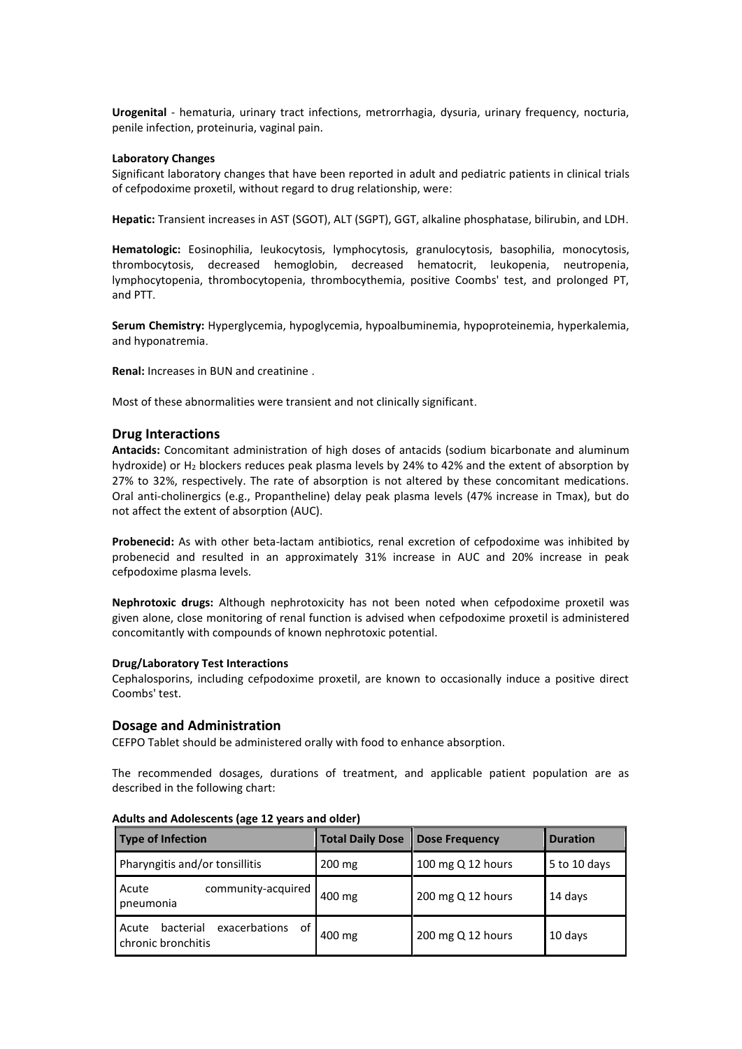**Urogenital** - hematuria, urinary tract infections, metrorrhagia, dysuria, urinary frequency, nocturia, penile infection, proteinuria, vaginal pain.

**Laboratory Changes**

Significant laboratory changes that have been reported in adult and pediatric patients in clinical trials of cefpodoxime proxetil, without regard to drug relationship, were:

**Hepatic:** Transient increases in AST (SGOT), ALT (SGPT), GGT, alkaline phosphatase, bilirubin, and LDH.

**Hematologic:** Eosinophilia, leukocytosis, lymphocytosis, granulocytosis, basophilia, monocytosis, thrombocytosis, decreased hemoglobin, decreased hematocrit, leukopenia, neutropenia, lymphocytopenia, thrombocytopenia, thrombocythemia, positive Coombs' test, and prolonged PT, and PTT.

**Serum Chemistry:** Hyperglycemia, hypoglycemia, hypoalbuminemia, hypoproteinemia, hyperkalemia, and hyponatremia.

**Renal:** Increases in BUN and creatinine .

Most of these abnormalities were transient and not clinically significant.

## Drug Interactions

**Antacids:** Concomitant administration of high doses of antacids (sodium bicarbonate and aluminum hydroxide) or $H_2$ blockers reduces peak plasma levels by 24% to 42% and the extent of absorption by 27% to 32%, respectively. The rate of absorption is not altered by these concomitant medications. Oral anti-cholinergics (e.g., Propantheline) delay peak plasma levels (47% increase in Tmax), but do not affect the extent of absorption (AUC).

**Probenecid:** As with other beta-lactam antibiotics, renal excretion of cefpodoxime was inhibited by probenecid and resulted in an approximately 31% increase in AUC and 20% increase in peak cefpodoxime plasma levels.

**Nephrotoxic drugs:** Although nephrotoxicity has not been noted when cefpodoxime proxetil was given alone, close monitoring of renal function is advised when cefpodoxime proxetil is administered concomitantly with compounds of known nephrotoxic potential.

**Drug/Laboratory Test Interactions**

Cephalosporins, including cefpodoxime proxetil, are known to occasionally induce a positive direct Coombs' test.

## Dosage and Administration

CEFPO Tablet should be administered orally with food to enhance absorption.

The recommended dosages, durations of treatment, and applicable patient population are as described in the following chart:

**Adults and Adolescents (age 12 years and older)**

| Type of Infection | Total Daily Dose | Dose Frequency | Duration |
|---|---|---|---|
| Pharyngitis and/or tonsillitis | 200 mg | 100 mg Q 12 hours | 5 to 10 days |
| Acute community-acquired pneumonia | 400 mg | 200 mg Q 12 hours | 14 days |
| Acute bacterial exacerbations of chronic bronchitis | 400 mg | 200 mg Q 12 hours | 10 days |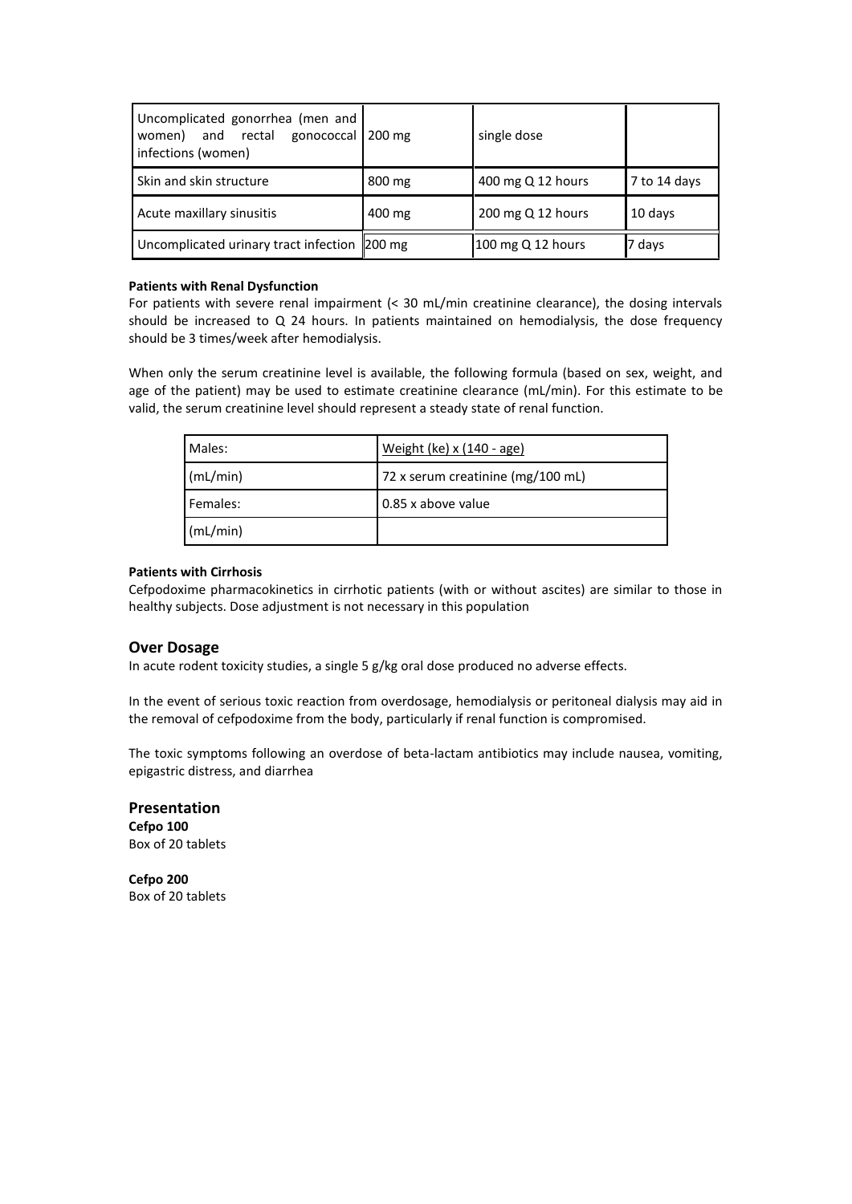| | | | |
|---|---|---|---|
| Uncomplicated gonorrhea (men and women) and rectal gonococcal infections (women) | 200 mg | single dose | |
| Skin and skin structure | 800 mg | 400 mg Q 12 hours | 7 to 14 days |
| Acute maxillary sinusitis | 400 mg | 200 mg Q 12 hours | 10 days |
| Uncomplicated urinary tract infection | 200 mg | 100 mg Q 12 hours | 7 days |

**Patients with Renal Dysfunction**

For patients with severe renal impairment (< 30 mL/min creatinine clearance), the dosing intervals should be increased to Q 24 hours. In patients maintained on hemodialysis, the dose frequency should be 3 times/week after hemodialysis.

When only the serum creatinine level is available, the following formula (based on sex, weight, and age of the patient) may be used to estimate creatinine clearance (mL/min). For this estimate to be valid, the serum creatinine level should represent a steady state of renal function.

| | |
|---|---|
| Males: | Weight (ke) x (140 - age) |
| (mL/min) | 72 x serum creatinine (mg/100 mL) |
| Females: | 0.85 x above value |
| (mL/min) | |

**Patients with Cirrhosis**

Cefpodoxime pharmacokinetics in cirrhotic patients (with or without ascites) are similar to those in healthy subjects. Dose adjustment is not necessary in this population

## Over Dosage

In acute rodent toxicity studies, a single 5 g/kg oral dose produced no adverse effects.

In the event of serious toxic reaction from overdosage, hemodialysis or peritoneal dialysis may aid in the removal of cefpodoxime from the body, particularly if renal function is compromised.

The toxic symptoms following an overdose of beta-lactam antibiotics may include nausea, vomiting, epigastric distress, and diarrhea

## Presentation

**Cefpo 100**
Box of 20 tablets

**Cefpo 200**
Box of 20 tablets